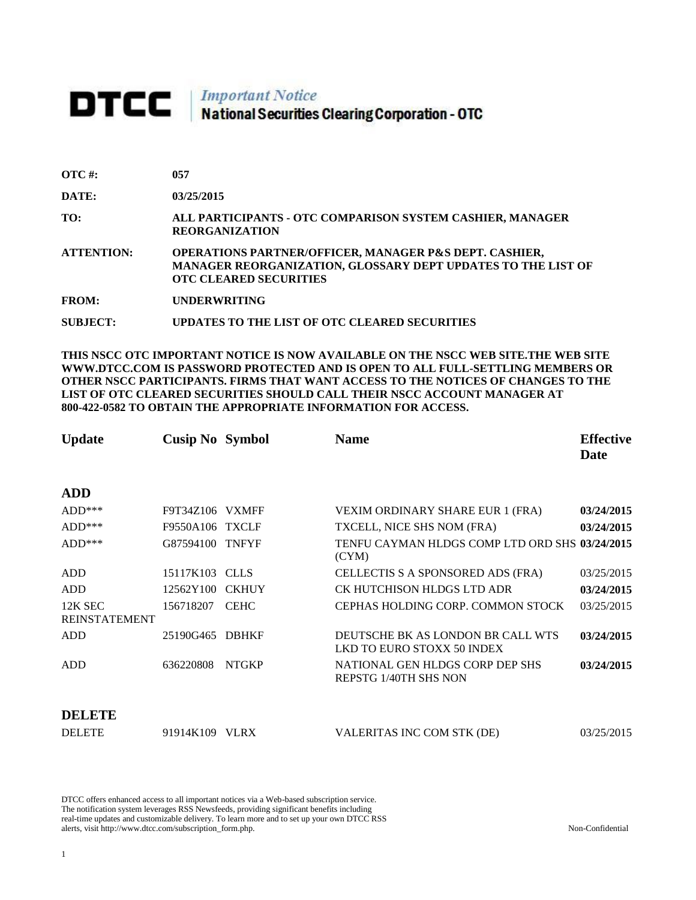# DTCC *Important Notice* National Securities Clearing Corporation - OTC

**OTC #:** 057

**DATE:** 03/25/2015

**TO:** ALL PARTICIPANTS - OTC COMPARISON SYSTEM CASHIER, MANAGER REORGANIZATION

**ATTENTION:** OPERATIONS PARTNER/OFFICER, MANAGER P&S DEPT. CASHIER, MANAGER REORGANIZATION, GLOSSARY DEPT UPDATES TO THE LIST OF OTC CLEARED SECURITIES

**FROM:** UNDERWRITING

**SUBJECT:** UPDATES TO THE LIST OF OTC CLEARED SECURITIES

**THIS NSCC OTC IMPORTANT NOTICE IS NOW AVAILABLE ON THE NSCC WEB SITE.THE WEB SITE WWW.DTCC.COM IS PASSWORD PROTECTED AND IS OPEN TO ALL FULL-SETTLING MEMBERS OR OTHER NSCC PARTICIPANTS. FIRMS THAT WANT ACCESS TO THE NOTICES OF CHANGES TO THE LIST OF OTC CLEARED SECURITIES SHOULD CALL THEIR NSCC ACCOUNT MANAGER AT 800-422-0582 TO OBTAIN THE APPROPRIATE INFORMATION FOR ACCESS.**

| Update | Cusip No | Symbol | Name | Effective Date |
|---|---|---|---|---|
| **ADD** | | | | |
| ADD*** | F9T34Z106 | VXMFF | VEXIM ORDINARY SHARE EUR 1 (FRA) | **03/24/2015** |
| ADD*** | F9550A106 | TXCLF | TXCELL, NICE SHS NOM (FRA) | **03/24/2015** |
| ADD*** | G87594100 | TNFYF | TENFU CAYMAN HLDGS COMP LTD ORD SHS (CYM) | **03/24/2015** |
| ADD | 15117K103 | CLLS | CELLECTIS S A SPONSORED ADS (FRA) | 03/25/2015 |
| ADD | 12562Y100 | CKHUY | CK HUTCHISON HLDGS LTD ADR | **03/24/2015** |
| 12K SEC REINSTATEMENT | 156718207 | CEHC | CEPHAS HOLDING CORP. COMMON STOCK | 03/25/2015 |
| ADD | 25190G465 | DBHKF | DEUTSCHE BK AS LONDON BR CALL WTS LKD TO EURO STOXX 50 INDEX | **03/24/2015** |
| ADD | 636220808 | NTGKP | NATIONAL GEN HLDGS CORP DEP SHS REPSTG 1/40TH SHS NON | **03/24/2015** |
| **DELETE** | | | | |
| DELETE | 91914K109 | VLRX | VALERITAS INC COM STK (DE) | 03/25/2015 |

DTCC offers enhanced access to all important notices via a Web-based subscription service. The notification system leverages RSS Newsfeeds, providing significant benefits including real-time updates and customizable delivery. To learn more and to set up your own DTCC RSS alerts, visit http://www.dtcc.com/subscription_form.php.

Non-Confidential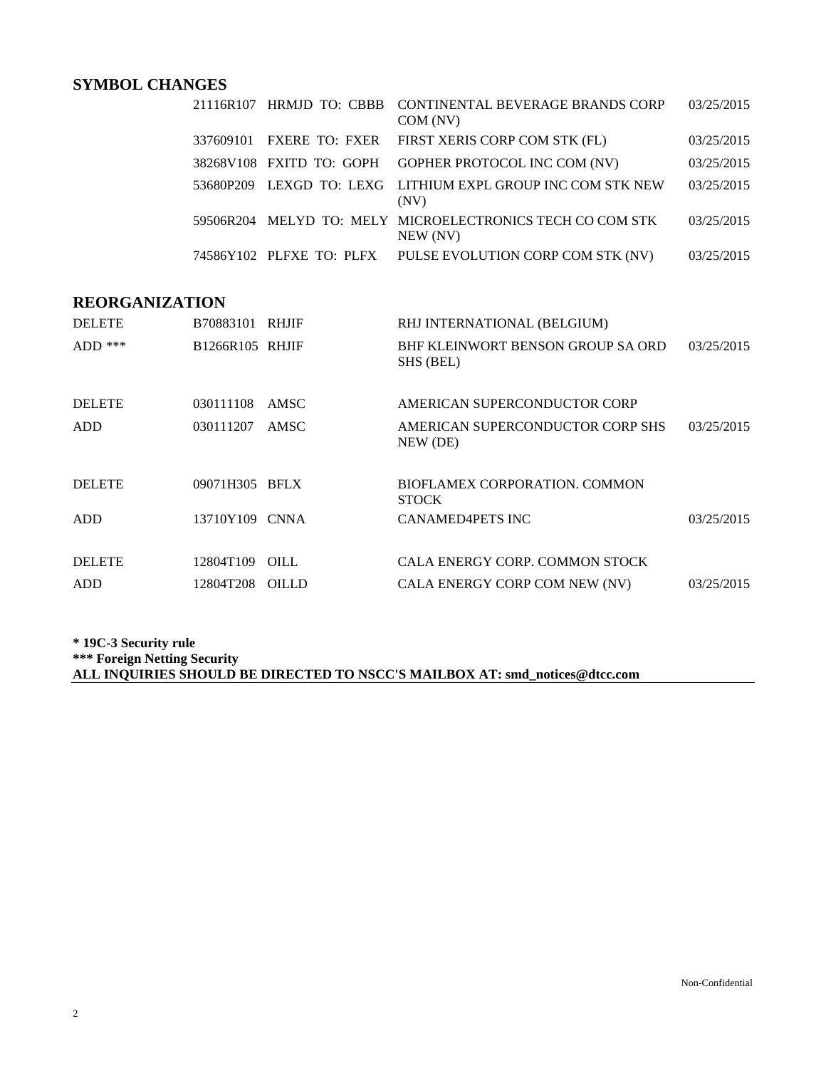## SYMBOL CHANGES

| | | | |
|---|---|---|---|
| 21116R107 | HRMJD TO: CBBB | CONTINENTAL BEVERAGE BRANDS CORP COM (NV) | 03/25/2015 |
| 337609101 | FXERE TO: FXER | FIRST XERIS CORP COM STK (FL) | 03/25/2015 |
| 38268V108 | FXITD TO: GOPH | GOPHER PROTOCOL INC COM (NV) | 03/25/2015 |
| 53680P209 | LEXGD TO: LEXG | LITHIUM EXPL GROUP INC COM STK NEW (NV) | 03/25/2015 |
| 59506R204 | MELYD TO: MELY | MICROELECTRONICS TECH CO COM STK NEW (NV) | 03/25/2015 |
| 74586Y102 | PLFXE TO: PLFX | PULSE EVOLUTION CORP COM STK (NV) | 03/25/2015 |

## REORGANIZATION

| | | | | |
|---|---|---|---|---|
| DELETE | B70883101 | RHJIF | RHJ INTERNATIONAL (BELGIUM) | |
| ADD *** | B1266R105 | RHJIF | BHF KLEINWORT BENSON GROUP SA ORD SHS (BEL) | 03/25/2015 |
| DELETE | 030111108 | AMSC | AMERICAN SUPERCONDUCTOR CORP | |
| ADD | 030111207 | AMSC | AMERICAN SUPERCONDUCTOR CORP SHS NEW (DE) | 03/25/2015 |
| DELETE | 09071H305 | BFLX | BIOFLAMEX CORPORATION. COMMON STOCK | |
| ADD | 13710Y109 | CNNA | CANAMED4PETS INC | 03/25/2015 |
| DELETE | 12804T109 | OILL | CALA ENERGY CORP. COMMON STOCK | |
| ADD | 12804T208 | OILLD | CALA ENERGY CORP COM NEW (NV) | 03/25/2015 |

**\* 19C-3 Security rule**
**\*\*\* Foreign Netting Security**
**ALL INQUIRIES SHOULD BE DIRECTED TO NSCC'S MAILBOX AT: smd_notices@dtcc.com**

Non-Confidential